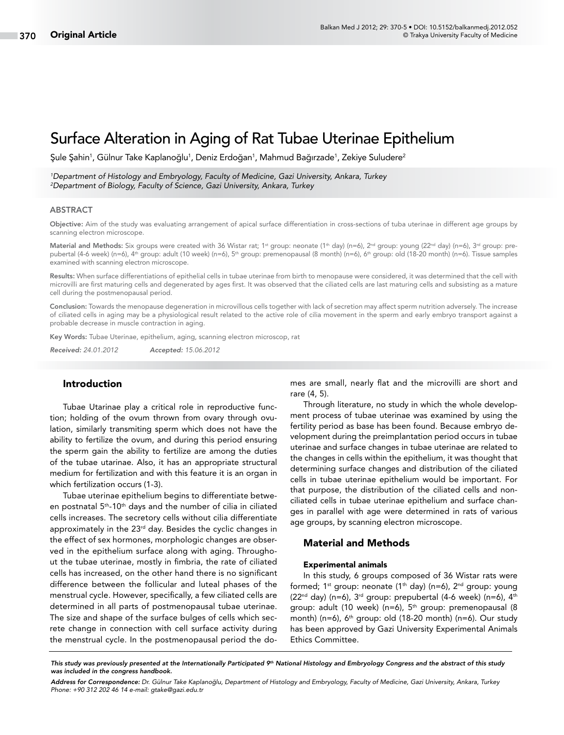Original Article

# Surface Alteration in Aging of Rat Tubae Uterinae Epithelium

Şule Şahin[1], Gülnur Take Kaplanoğlu[1], Deniz Erdoğan[1], Mahmud Bağırzade[1], Zekiye Suludere[2]

*[1]Department of Histology and Embryology, Faculty of Medicine, Gazi University, Ankara, Turkey*
*[2]Department of Biology, Faculty of Science, Gazi University, Ankara, Turkey*

## ABSTRACT

**Objective:** Aim of the study was evaluating arrangement of apical surface differentiation in cross-sections of tuba uterinae in different age groups by scanning electron microscope.

**Material and Methods:** Six groups were created with 36 Wistar rat; 1st group: neonate (1th day) (n=6), 2nd group: young (22nd day) (n=6), 3rd group: prepubertal (4-6 week) (n=6), 4th group: adult (10 week) (n=6), 5th group: premenopausal (8 month) (n=6), 6th group: old (18-20 month) (n=6). Tissue samples examined with scanning electron microscope.

**Results:** When surface differentiations of epithelial cells in tubae uterinae from birth to menopause were considered, it was determined that the cell with microvilli are first maturing cells and degenerated by ages first. It was observed that the ciliated cells are last maturing cells and subsisting as a mature cell during the postmenopausal period.

**Conclusion:** Towards the menopause degeneration in microvillous cells together with lack of secretion may affect sperm nutrition adversely. The increase of ciliated cells in aging may be a physiological result related to the active role of cilia movement in the sperm and early embryo transport against a probable decrease in muscle contraction in aging.

**Key Words:** Tubae Uterinae, epithelium, aging, scanning electron microscop, rat

*Received: 24.01.2012* *Accepted: 15.06.2012*

## Introduction

Tubae Utarinae play a critical role in reproductive function; holding of the ovum thrown from ovary through ovulation, similarly transmiting sperm which does not have the ability to fertilize the ovum, and during this period ensuring the sperm gain the ability to fertilize are among the duties of the tubae utarinae. Also, it has an appropriate structural medium for fertilization and with this feature it is an organ in which fertilization occurs (1-3).

Tubae uterinae epithelium begins to differentiate between postnatal 5th-10th days and the number of cilia in ciliated cells increases. The secretory cells without cilia differentiate approximately in the 23rd day. Besides the cyclic changes in the effect of sex hormones, morphologic changes are observed in the epithelium surface along with aging. Throughout the tubae uterinae, mostly in fimbria, the rate of ciliated cells has increased, on the other hand there is no significant difference between the follicular and luteal phases of the menstrual cycle. However, specifically, a few ciliated cells are determined in all parts of postmenopausal tubae uterinae. The size and shape of the surface bulges of cells which secrete change in connection with cell surface activity during the menstrual cycle. In the postmenopausal period the domes are small, nearly flat and the microvilli are short and rare (4, 5).

Through literature, no study in which the whole development process of tubae uterinae was examined by using the fertility period as base has been found. Because embryo development during the preimplantation period occurs in tubae uterinae and surface changes in tubae uterinae are related to the changes in cells within the epithelium, it was thought that determining surface changes and distribution of the ciliated cells in tubae uterinae epithelium would be important. For that purpose, the distribution of the ciliated cells and nonciliated cells in tubae uterinae epithelium and surface changes in parallel with age were determined in rats of various age groups, by scanning electron microscope.

## Material and Methods

### Experimental animals

In this study, 6 groups composed of 36 Wistar rats were formed; 1st group: neonate (1th day) (n=6), 2nd group: young (22nd day) (n=6), 3rd group: prepubertal (4-6 week) (n=6), 4th group: adult (10 week) (n=6), 5th group: premenopausal (8 month) (n=6), 6th group: old (18-20 month) (n=6). Our study has been approved by Gazi University Experimental Animals Ethics Committee.

---

*This study was previously presented at the Internationally Participated 9th National Histology and Embryology Congress and the abstract of this study was included in the congress handbook.*

*Address for Correspondence: Dr. Gülnur Take Kaplanoğlu, Department of Histology and Embryology, Faculty of Medicine, Gazi University, Ankara, Turkey Phone: +90 312 202 46 14 e-mail: gtake@gazi.edu.tr*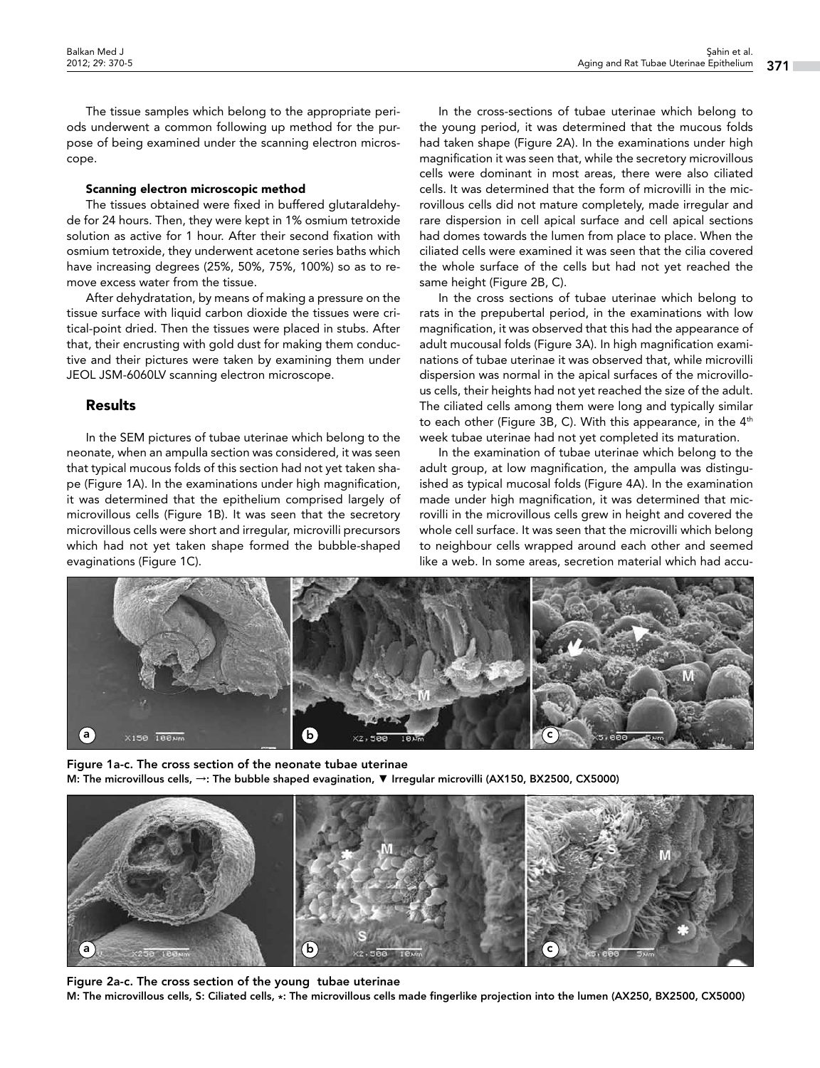The tissue samples which belong to the appropriate periods underwent a common following up method for the purpose of being examined under the scanning electron microscope.

#### Scanning electron microscopic method

The tissues obtained were fixed in buffered glutaraldehyde for 24 hours. Then, they were kept in 1% osmium tetroxide solution as active for 1 hour. After their second fixation with osmium tetroxide, they underwent acetone series baths which have increasing degrees (25%, 50%, 75%, 100%) so as to remove excess water from the tissue.

After dehydratation, by means of making a pressure on the tissue surface with liquid carbon dioxide the tissues were critical-point dried. Then the tissues were placed in stubs. After that, their encrusting with gold dust for making them conductive and their pictures were taken by examining them under JEOL JSM-6060LV scanning electron microscope.

## Results

In the SEM pictures of tubae uterinae which belong to the neonate, when an ampulla section was considered, it was seen that typical mucous folds of this section had not yet taken shape (Figure 1A). In the examinations under high magnification, it was determined that the epithelium comprised largely of microvillous cells (Figure 1B). It was seen that the secretory microvillous cells were short and irregular, microvilli precursors which had not yet taken shape formed the bubble-shaped evaginations (Figure 1C).

In the cross-sections of tubae uterinae which belong to the young period, it was determined that the mucous folds had taken shape (Figure 2A). In the examinations under high magnification it was seen that, while the secretory microvillous cells were dominant in most areas, there were also ciliated cells. It was determined that the form of microvilli in the microvillous cells did not mature completely, made irregular and rare dispersion in cell apical surface and cell apical sections had domes towards the lumen from place to place. When the ciliated cells were examined it was seen that the cilia covered the whole surface of the cells but had not yet reached the same height (Figure 2B, C).

In the cross sections of tubae uterinae which belong to rats in the prepubertal period, in the examinations with low magnification, it was observed that this had the appearance of adult mucousal folds (Figure 3A). In high magnification examinations of tubae uterinae it was observed that, while microvilli dispersion was normal in the apical surfaces of the microvillous cells, their heights had not yet reached the size of the adult. The ciliated cells among them were long and typically similar to each other (Figure 3B, C). With this appearance, in the 4$^{th}$ week tubae uterinae had not yet completed its maturation.

In the examination of tubae uterinae which belong to the adult group, at low magnification, the ampulla was distinguished as typical mucosal folds (Figure 4A). In the examination made under high magnification, it was determined that microvilli in the microvillous cells grew in height and covered the whole cell surface. It was seen that the microvilli which belong to neighbour cells wrapped around each other and seemed like a web. In some areas, secretion material which had accu-

**Figure 1a-c. The cross section of the neonate tubae uterinae**
**M: The microvillous cells, →: The bubble shaped evagination, ▼ Irregular microvilli (AX150, BX2500, CX5000)**

**Figure 2a-c. The cross section of the young tubae uterinae**
**M: The microvillous cells, S: Ciliated cells, ⋆: The microvillous cells made fingerlike projection into the lumen (AX250, BX2500, CX5000)**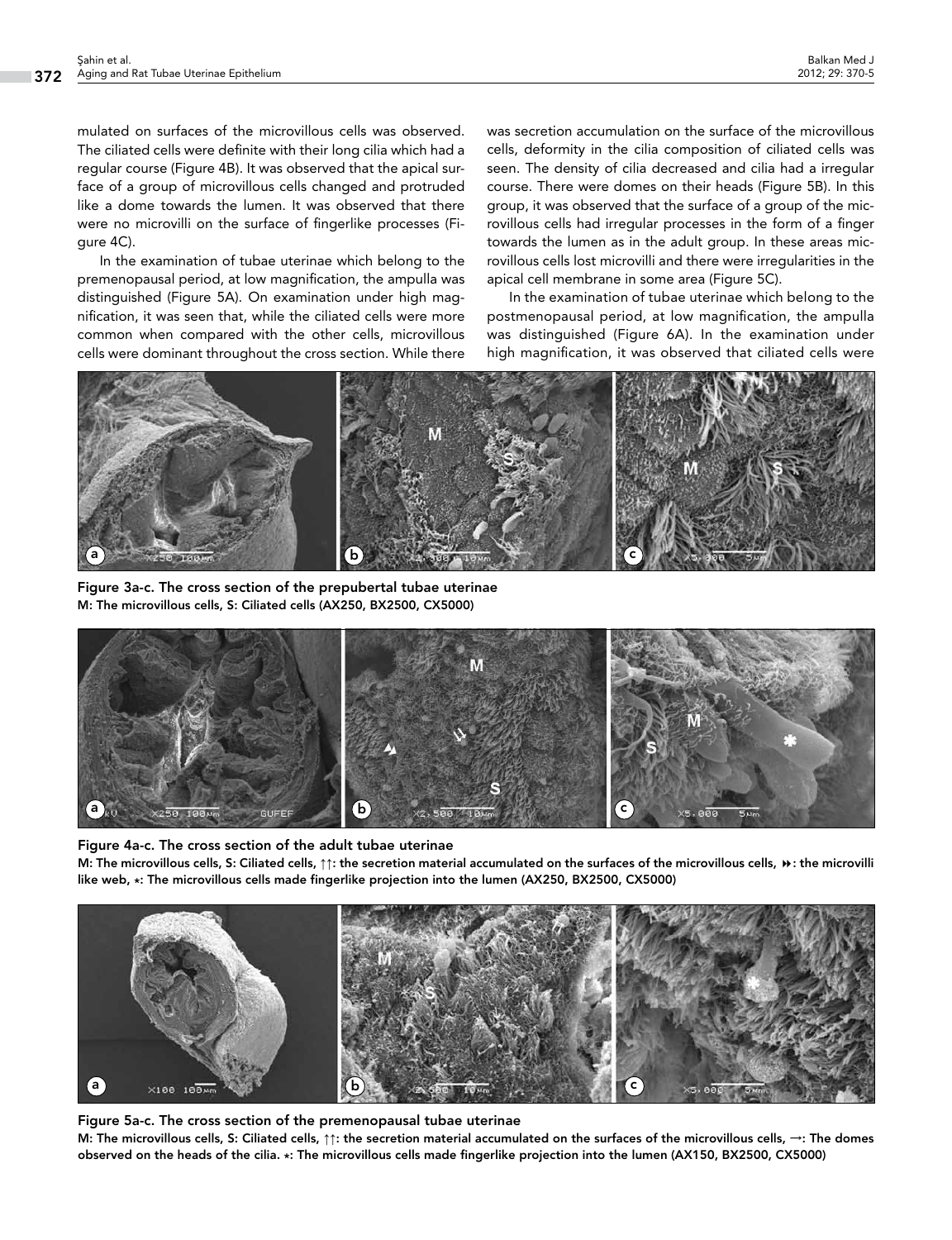mulated on surfaces of the microvillous cells was observed. The ciliated cells were definite with their long cilia which had a regular course (Figure 4B). It was observed that the apical surface of a group of microvillous cells changed and protruded like a dome towards the lumen. It was observed that there were no microvilli on the surface of fingerlike processes (Figure 4C).

In the examination of tubae uterinae which belong to the premenopausal period, at low magnification, the ampulla was distinguished (Figure 5A). On examination under high magnification, it was seen that, while the ciliated cells were more common when compared with the other cells, microvillous cells were dominant throughout the cross section. While there was secretion accumulation on the surface of the microvillous cells, deformity in the cilia composition of ciliated cells was seen. The density of cilia decreased and cilia had a irregular course. There were domes on their heads (Figure 5B). In this group, it was observed that the surface of a group of the microvillous cells had irregular processes in the form of a finger towards the lumen as in the adult group. In these areas microvillous cells lost microvilli and there were irregularities in the apical cell membrane in some area (Figure 5C).

In the examination of tubae uterinae which belong to the postmenopausal period, at low magnification, the ampulla was distinguished (Figure 6A). In the examination under high magnification, it was observed that ciliated cells were

**Figure 3a-c. The cross section of the prepubertal tubae uterinae**
**M: The microvillous cells, S: Ciliated cells (AX250, BX2500, CX5000)**

**Figure 4a-c. The cross section of the adult tubae uterinae**
**M: The microvillous cells, S: Ciliated cells, ↑↑: the secretion material accumulated on the surfaces of the microvillous cells, ⏩: the microvilli like web, ⋆: The microvillous cells made fingerlike projection into the lumen (AX250, BX2500, CX5000)**

**Figure 5a-c. The cross section of the premenopausal tubae uterinae**
**M: The microvillous cells, S: Ciliated cells, ↑↑: the secretion material accumulated on the surfaces of the microvillous cells, →: The domes observed on the heads of the cilia. ⋆: The microvillous cells made fingerlike projection into the lumen (AX150, BX2500, CX5000)**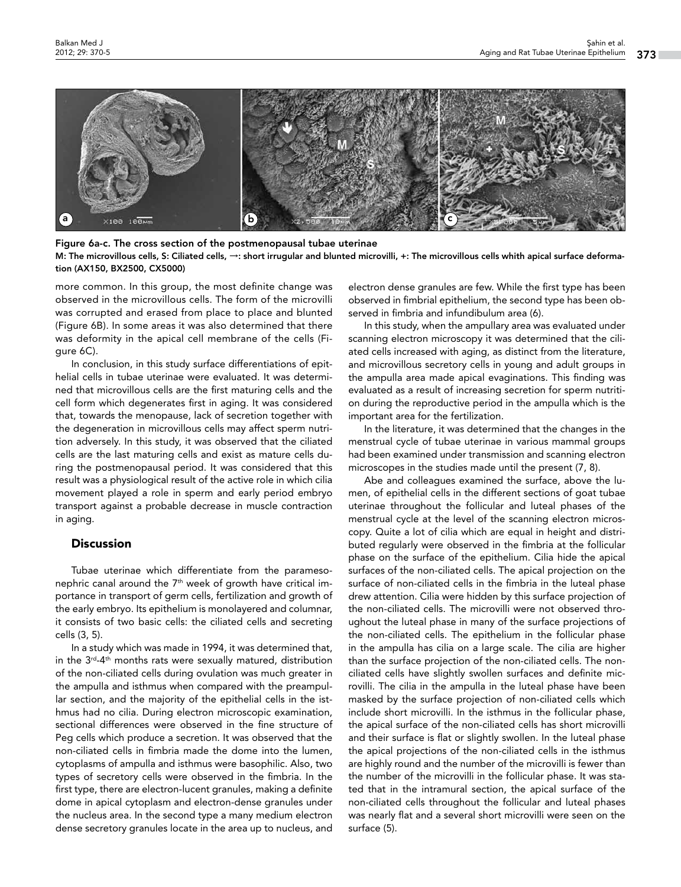**Figure 6a-c. The cross section of the postmenopausal tubae uterinae**

**M: The microvillous cells, S: Ciliated cells, →: short irrugular and blunted microvilli, +: The microvillous cells whith apical surface deformation (AX150, BX2500, CX5000)**

more common. In this group, the most definite change was observed in the microvillous cells. The form of the microvilli was corrupted and erased from place to place and blunted (Figure 6B). In some areas it was also determined that there was deformity in the apical cell membrane of the cells (Figure 6C).

In conclusion, in this study surface differentiations of epithelial cells in tubae uterinae were evaluated. It was determined that microvillous cells are the first maturing cells and the cell form which degenerates first in aging. It was considered that, towards the menopause, lack of secretion together with the degeneration in microvillous cells may affect sperm nutrition adversely. In this study, it was observed that the ciliated cells are the last maturing cells and exist as mature cells during the postmenopausal period. It was considered that this result was a physiological result of the active role in which cilia movement played a role in sperm and early period embryo transport against a probable decrease in muscle contraction in aging.

## Discussion

Tubae uterinae which differentiate from the paramesonephric canal around the 7th week of growth have critical importance in transport of germ cells, fertilization and growth of the early embryo. Its epithelium is monolayered and columnar, it consists of two basic cells: the ciliated cells and secreting cells (3, 5).

In a study which was made in 1994, it was determined that, in the 3rd-4th months rats were sexually matured, distribution of the non-ciliated cells during ovulation was much greater in the ampulla and isthmus when compared with the preampullar section, and the majority of the epithelial cells in the isthmus had no cilia. During electron microscopic examination, sectional differences were observed in the fine structure of Peg cells which produce a secretion. It was observed that the non-ciliated cells in fimbria made the dome into the lumen, cytoplasms of ampulla and isthmus were basophilic. Also, two types of secretory cells were observed in the fimbria. In the first type, there are electron-lucent granules, making a definite dome in apical cytoplasm and electron-dense granules under the nucleus area. In the second type a many medium electron dense secretory granules locate in the area up to nucleus, and electron dense granules are few. While the first type has been observed in fimbrial epithelium, the second type has been observed in fimbria and infundibulum area (6).

In this study, when the ampullary area was evaluated under scanning electron microscopy it was determined that the ciliated cells increased with aging, as distinct from the literature, and microvillous secretory cells in young and adult groups in the ampulla area made apical evaginations. This finding was evaluated as a result of increasing secretion for sperm nutrition during the reproductive period in the ampulla which is the important area for the fertilization.

In the literature, it was determined that the changes in the menstrual cycle of tubae uterinae in various mammal groups had been examined under transmission and scanning electron microscopes in the studies made until the present (7, 8).

Abe and colleagues examined the surface, above the lumen, of epithelial cells in the different sections of goat tubae uterinae throughout the follicular and luteal phases of the menstrual cycle at the level of the scanning electron microscopy. Quite a lot of cilia which are equal in height and distributed regularly were observed in the fimbria at the follicular phase on the surface of the epithelium. Cilia hide the apical surfaces of the non-ciliated cells. The apical projection on the surface of non-ciliated cells in the fimbria in the luteal phase drew attention. Cilia were hidden by this surface projection of the non-ciliated cells. The microvilli were not observed throughout the luteal phase in many of the surface projections of the non-ciliated cells. The epithelium in the follicular phase in the ampulla has cilia on a large scale. The cilia are higher than the surface projection of the non-ciliated cells. The non-ciliated cells have slightly swollen surfaces and definite microvilli. The cilia in the ampulla in the luteal phase have been masked by the surface projection of non-ciliated cells which include short microvilli. In the isthmus in the follicular phase, the apical surface of the non-ciliated cells has short microvilli and their surface is flat or slightly swollen. In the luteal phase the apical projections of the non-ciliated cells in the isthmus are highly round and the number of the microvilli is fewer than the number of the microvilli in the follicular phase. It was stated that in the intramural section, the apical surface of the non-ciliated cells throughout the follicular and luteal phases was nearly flat and a several short microvilli were seen on the surface (5).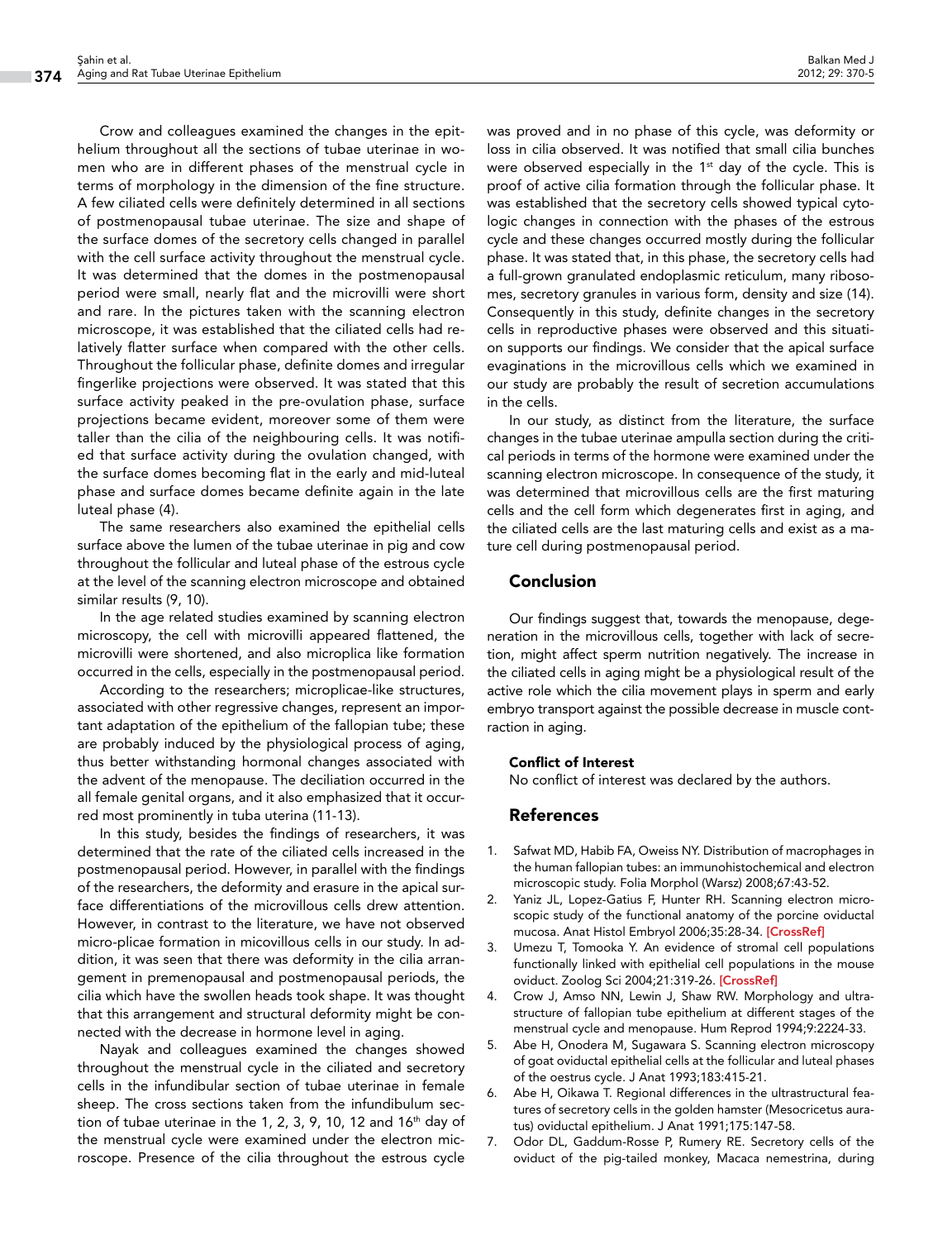Crow and colleagues examined the changes in the epithelium throughout all the sections of tubae uterinae in women who are in different phases of the menstrual cycle in terms of morphology in the dimension of the fine structure. A few ciliated cells were definitely determined in all sections of postmenopausal tubae uterinae. The size and shape of the surface domes of the secretory cells changed in parallel with the cell surface activity throughout the menstrual cycle. It was determined that the domes in the postmenopausal period were small, nearly flat and the microvilli were short and rare. In the pictures taken with the scanning electron microscope, it was established that the ciliated cells had relatively flatter surface when compared with the other cells. Throughout the follicular phase, definite domes and irregular fingerlike projections were observed. It was stated that this surface activity peaked in the pre-ovulation phase, surface projections became evident, moreover some of them were taller than the cilia of the neighbouring cells. It was notified that surface activity during the ovulation changed, with the surface domes becoming flat in the early and mid-luteal phase and surface domes became definite again in the late luteal phase (4).

The same researchers also examined the epithelial cells surface above the lumen of the tubae uterinae in pig and cow throughout the follicular and luteal phase of the estrous cycle at the level of the scanning electron microscope and obtained similar results (9, 10).

In the age related studies examined by scanning electron microscopy, the cell with microvilli appeared flattened, the microvilli were shortened, and also microplica like formation occurred in the cells, especially in the postmenopausal period.

According to the researchers; microplicae-like structures, associated with other regressive changes, represent an important adaptation of the epithelium of the fallopian tube; these are probably induced by the physiological process of aging, thus better withstanding hormonal changes associated with the advent of the menopause. The deciliation occurred in the all female genital organs, and it also emphasized that it occurred most prominently in tuba uterina (11-13).

In this study, besides the findings of researchers, it was determined that the rate of the ciliated cells increased in the postmenopausal period. However, in parallel with the findings of the researchers, the deformity and erasure in the apical surface differentiations of the microvillous cells drew attention. However, in contrast to the literature, we have not observed micro-plicae formation in micovillous cells in our study. In addition, it was seen that there was deformity in the cilia arrangement in premenopausal and postmenopausal periods, the cilia which have the swollen heads took shape. It was thought that this arrangement and structural deformity might be connected with the decrease in hormone level in aging.

Nayak and colleagues examined the changes showed throughout the menstrual cycle in the ciliated and secretory cells in the infundibular section of tubae uterinae in female sheep. The cross sections taken from the infundibulum section of tubae uterinae in the 1, 2, 3, 9, 10, 12 and 16th day of the menstrual cycle were examined under the electron microscope. Presence of the cilia throughout the estrous cycle was proved and in no phase of this cycle, was deformity or loss in cilia observed. It was notified that small cilia bunches were observed especially in the 1st day of the cycle. This is proof of active cilia formation through the follicular phase. It was established that the secretory cells showed typical cytologic changes in connection with the phases of the estrous cycle and these changes occurred mostly during the follicular phase. It was stated that, in this phase, the secretory cells had a full-grown granulated endoplasmic reticulum, many ribosomes, secretory granules in various form, density and size (14). Consequently in this study, definite changes in the secretory cells in reproductive phases were observed and this situation supports our findings. We consider that the apical surface evaginations in the microvillous cells which we examined in our study are probably the result of secretion accumulations in the cells.

In our study, as distinct from the literature, the surface changes in the tubae uterinae ampulla section during the critical periods in terms of the hormone were examined under the scanning electron microscope. In consequence of the study, it was determined that microvillous cells are the first maturing cells and the cell form which degenerates first in aging, and the ciliated cells are the last maturing cells and exist as a mature cell during postmenopausal period.

## Conclusion

Our findings suggest that, towards the menopause, degeneration in the microvillous cells, together with lack of secretion, might affect sperm nutrition negatively. The increase in the ciliated cells in aging might be a physiological result of the active role which the cilia movement plays in sperm and early embryo transport against the possible decrease in muscle contraction in aging.

#### Conflict of Interest

No conflict of interest was declared by the authors.

## References

1. Safwat MD, Habib FA, Oweiss NY. Distribution of macrophages in the human fallopian tubes: an immunohistochemical and electron microscopic study. Folia Morphol (Warsz) 2008;67:43-52.
2. Yaniz JL, Lopez-Gatius F, Hunter RH. Scanning electron microscopic study of the functional anatomy of the porcine oviductal mucosa. Anat Histol Embryol 2006;35:28-34. [CrossRef]
3. Umezu T, Tomooka Y. An evidence of stromal cell populations functionally linked with epithelial cell populations in the mouse oviduct. Zoolog Sci 2004;21:319-26. [CrossRef]
4. Crow J, Amso NN, Lewin J, Shaw RW. Morphology and ultrastructure of fallopian tube epithelium at different stages of the menstrual cycle and menopause. Hum Reprod 1994;9:2224-33.
5. Abe H, Onodera M, Sugawara S. Scanning electron microscopy of goat oviductal epithelial cells at the follicular and luteal phases of the oestrus cycle. J Anat 1993;183:415-21.
6. Abe H, Oikawa T. Regional differences in the ultrastructural features of secretory cells in the golden hamster (Mesocricetus auratus) oviductal epithelium. J Anat 1991;175:147-58.
7. Odor DL, Gaddum-Rosse P, Rumery RE. Secretory cells of the oviduct of the pig-tailed monkey, Macaca nemestrina, during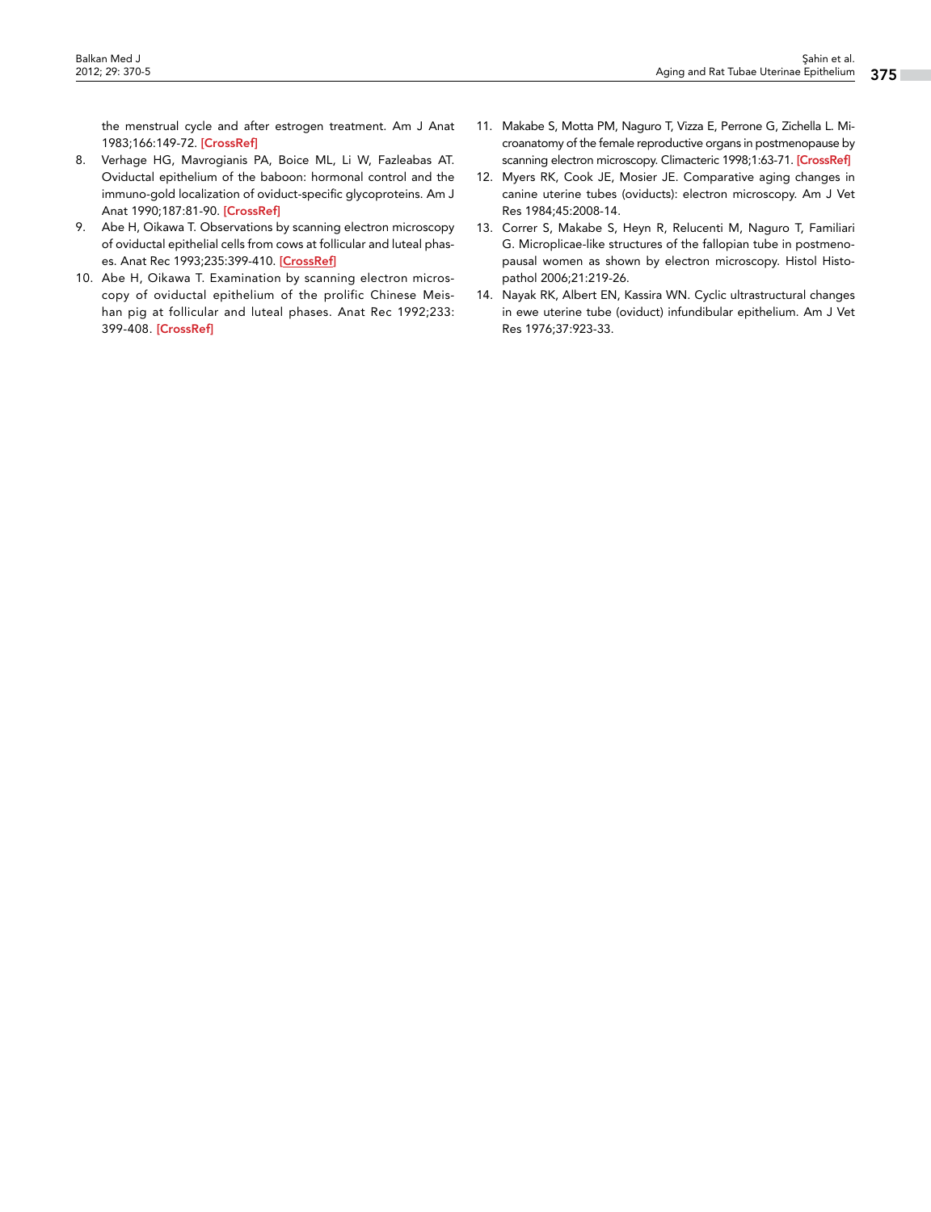the menstrual cycle and after estrogen treatment. Am J Anat 1983;166:149-72. [CrossRef]

8. Verhage HG, Mavrogianis PA, Boice ML, Li W, Fazleabas AT. Oviductal epithelium of the baboon: hormonal control and the immuno-gold localization of oviduct-specific glycoproteins. Am J Anat 1990;187:81-90. [CrossRef]
9. Abe H, Oikawa T. Observations by scanning electron microscopy of oviductal epithelial cells from cows at follicular and luteal phases. Anat Rec 1993;235:399-410. [CrossRef]
10. Abe H, Oikawa T. Examination by scanning electron microscopy of oviductal epithelium of the prolific Chinese Meishan pig at follicular and luteal phases. Anat Rec 1992;233:399-408. [CrossRef]
11. Makabe S, Motta PM, Naguro T, Vizza E, Perrone G, Zichella L. Microanatomy of the female reproductive organs in postmenopause by scanning electron microscopy. Climacteric 1998;1:63-71. [CrossRef]
12. Myers RK, Cook JE, Mosier JE. Comparative aging changes in canine uterine tubes (oviducts): electron microscopy. Am J Vet Res 1984;45:2008-14.
13. Correr S, Makabe S, Heyn R, Relucenti M, Naguro T, Familiari G. Microplicae-like structures of the fallopian tube in postmenopausal women as shown by electron microscopy. Histol Histopathol 2006;21:219-26.
14. Nayak RK, Albert EN, Kassira WN. Cyclic ultrastructural changes in ewe uterine tube (oviduct) infundibular epithelium. Am J Vet Res 1976;37:923-33.